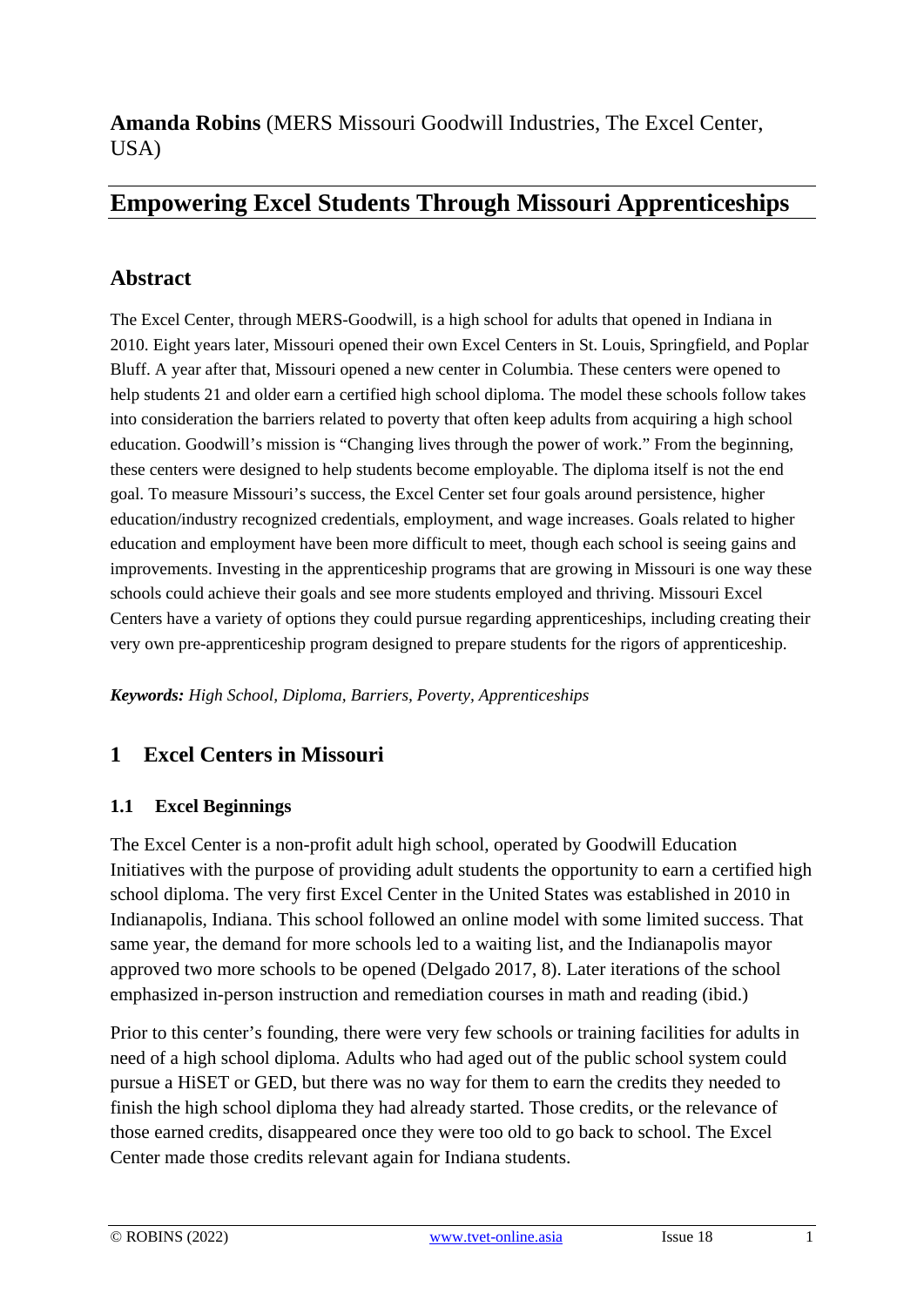**Amanda Robins** (MERS Missouri Goodwill Industries, The Excel Center, USA)

# Empowering Excel Students Through Missouri Apprenticeships

## Abstract

The Excel Center, through MERS-Goodwill, is a high school for adults that opened in Indiana in 2010. Eight years later, Missouri opened their own Excel Centers in St. Louis, Springfield, and Poplar Bluff. A year after that, Missouri opened a new center in Columbia. These centers were opened to help students 21 and older earn a certified high school diploma. The model these schools follow takes into consideration the barriers related to poverty that often keep adults from acquiring a high school education. Goodwill's mission is "Changing lives through the power of work." From the beginning, these centers were designed to help students become employable. The diploma itself is not the end goal. To measure Missouri's success, the Excel Center set four goals around persistence, higher education/industry recognized credentials, employment, and wage increases. Goals related to higher education and employment have been more difficult to meet, though each school is seeing gains and improvements. Investing in the apprenticeship programs that are growing in Missouri is one way these schools could achieve their goals and see more students employed and thriving. Missouri Excel Centers have a variety of options they could pursue regarding apprenticeships, including creating their very own pre-apprenticeship program designed to prepare students for the rigors of apprenticeship.

***Keywords:*** *High School, Diploma, Barriers, Poverty, Apprenticeships*

## 1 Excel Centers in Missouri

### 1.1 Excel Beginnings

The Excel Center is a non-profit adult high school, operated by Goodwill Education Initiatives with the purpose of providing adult students the opportunity to earn a certified high school diploma. The very first Excel Center in the United States was established in 2010 in Indianapolis, Indiana. This school followed an online model with some limited success. That same year, the demand for more schools led to a waiting list, and the Indianapolis mayor approved two more schools to be opened (Delgado 2017, 8). Later iterations of the school emphasized in-person instruction and remediation courses in math and reading (ibid.)

Prior to this center's founding, there were very few schools or training facilities for adults in need of a high school diploma. Adults who had aged out of the public school system could pursue a HiSET or GED, but there was no way for them to earn the credits they needed to finish the high school diploma they had already started. Those credits, or the relevance of those earned credits, disappeared once they were too old to go back to school. The Excel Center made those credits relevant again for Indiana students.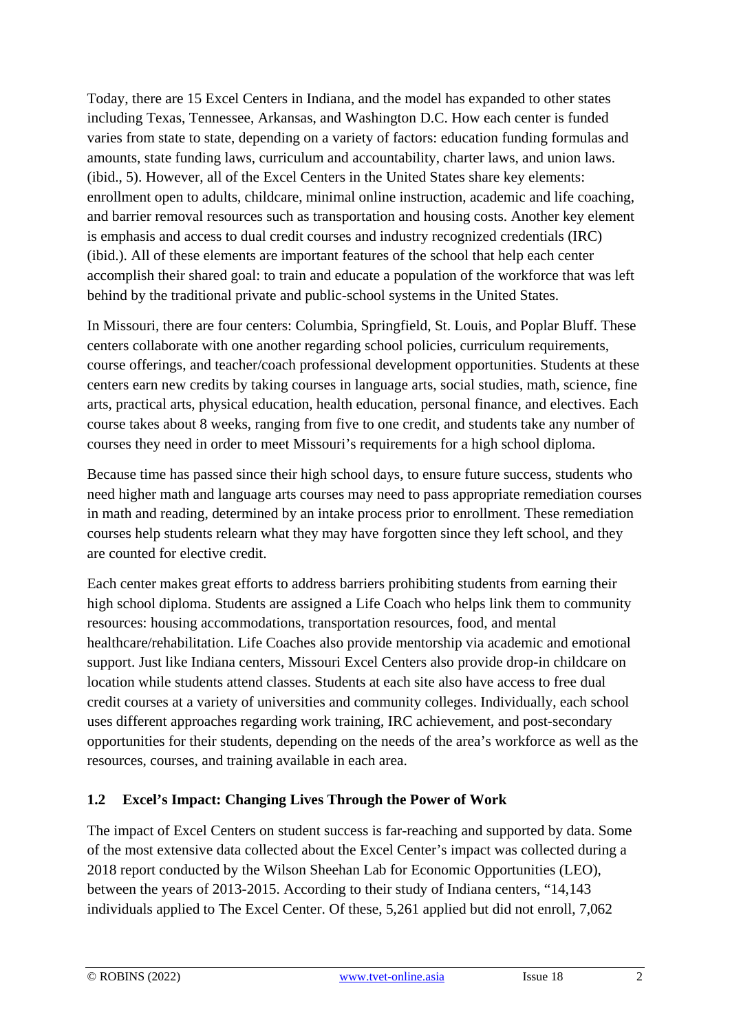Today, there are 15 Excel Centers in Indiana, and the model has expanded to other states including Texas, Tennessee, Arkansas, and Washington D.C. How each center is funded varies from state to state, depending on a variety of factors: education funding formulas and amounts, state funding laws, curriculum and accountability, charter laws, and union laws. (ibid., 5). However, all of the Excel Centers in the United States share key elements: enrollment open to adults, childcare, minimal online instruction, academic and life coaching, and barrier removal resources such as transportation and housing costs. Another key element is emphasis and access to dual credit courses and industry recognized credentials (IRC) (ibid.). All of these elements are important features of the school that help each center accomplish their shared goal: to train and educate a population of the workforce that was left behind by the traditional private and public-school systems in the United States.

In Missouri, there are four centers: Columbia, Springfield, St. Louis, and Poplar Bluff. These centers collaborate with one another regarding school policies, curriculum requirements, course offerings, and teacher/coach professional development opportunities. Students at these centers earn new credits by taking courses in language arts, social studies, math, science, fine arts, practical arts, physical education, health education, personal finance, and electives. Each course takes about 8 weeks, ranging from five to one credit, and students take any number of courses they need in order to meet Missouri's requirements for a high school diploma.

Because time has passed since their high school days, to ensure future success, students who need higher math and language arts courses may need to pass appropriate remediation courses in math and reading, determined by an intake process prior to enrollment. These remediation courses help students relearn what they may have forgotten since they left school, and they are counted for elective credit.

Each center makes great efforts to address barriers prohibiting students from earning their high school diploma. Students are assigned a Life Coach who helps link them to community resources: housing accommodations, transportation resources, food, and mental healthcare/rehabilitation. Life Coaches also provide mentorship via academic and emotional support. Just like Indiana centers, Missouri Excel Centers also provide drop-in childcare on location while students attend classes. Students at each site also have access to free dual credit courses at a variety of universities and community colleges. Individually, each school uses different approaches regarding work training, IRC achievement, and post-secondary opportunities for their students, depending on the needs of the area's workforce as well as the resources, courses, and training available in each area.

## 1.2 Excel's Impact: Changing Lives Through the Power of Work

The impact of Excel Centers on student success is far-reaching and supported by data. Some of the most extensive data collected about the Excel Center's impact was collected during a 2018 report conducted by the Wilson Sheehan Lab for Economic Opportunities (LEO), between the years of 2013-2015. According to their study of Indiana centers, "14,143 individuals applied to The Excel Center. Of these, 5,261 applied but did not enroll, 7,062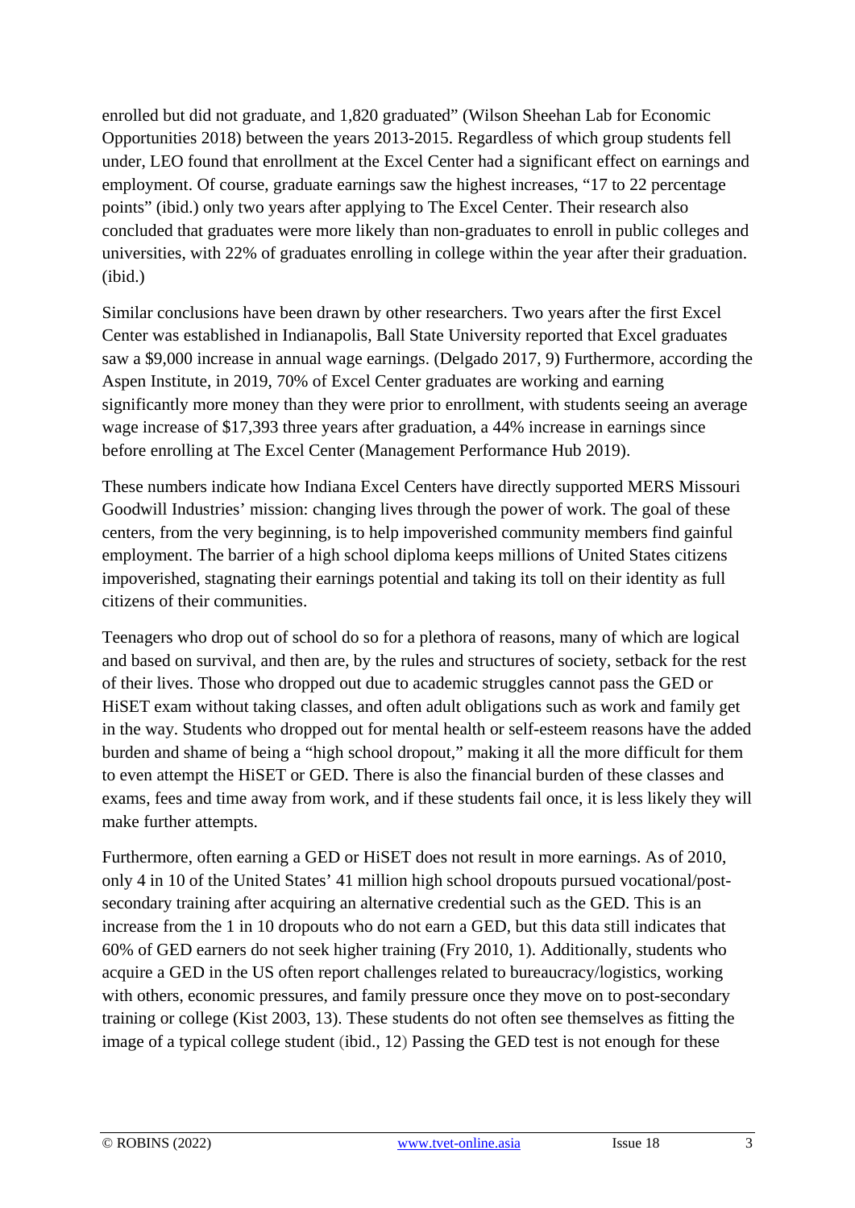enrolled but did not graduate, and 1,820 graduated" (Wilson Sheehan Lab for Economic Opportunities 2018) between the years 2013-2015. Regardless of which group students fell under, LEO found that enrollment at the Excel Center had a significant effect on earnings and employment. Of course, graduate earnings saw the highest increases, "17 to 22 percentage points" (ibid.) only two years after applying to The Excel Center. Their research also concluded that graduates were more likely than non-graduates to enroll in public colleges and universities, with 22% of graduates enrolling in college within the year after their graduation. (ibid.)

Similar conclusions have been drawn by other researchers. Two years after the first Excel Center was established in Indianapolis, Ball State University reported that Excel graduates saw a $9,000 increase in annual wage earnings. (Delgado 2017, 9) Furthermore, according the Aspen Institute, in 2019, 70% of Excel Center graduates are working and earning significantly more money than they were prior to enrollment, with students seeing an average wage increase of $17,393 three years after graduation, a 44% increase in earnings since before enrolling at The Excel Center (Management Performance Hub 2019).

These numbers indicate how Indiana Excel Centers have directly supported MERS Missouri Goodwill Industries' mission: changing lives through the power of work. The goal of these centers, from the very beginning, is to help impoverished community members find gainful employment. The barrier of a high school diploma keeps millions of United States citizens impoverished, stagnating their earnings potential and taking its toll on their identity as full citizens of their communities.

Teenagers who drop out of school do so for a plethora of reasons, many of which are logical and based on survival, and then are, by the rules and structures of society, setback for the rest of their lives. Those who dropped out due to academic struggles cannot pass the GED or HiSET exam without taking classes, and often adult obligations such as work and family get in the way. Students who dropped out for mental health or self-esteem reasons have the added burden and shame of being a "high school dropout," making it all the more difficult for them to even attempt the HiSET or GED. There is also the financial burden of these classes and exams, fees and time away from work, and if these students fail once, it is less likely they will make further attempts.

Furthermore, often earning a GED or HiSET does not result in more earnings. As of 2010, only 4 in 10 of the United States' 41 million high school dropouts pursued vocational/post-secondary training after acquiring an alternative credential such as the GED. This is an increase from the 1 in 10 dropouts who do not earn a GED, but this data still indicates that 60% of GED earners do not seek higher training (Fry 2010, 1). Additionally, students who acquire a GED in the US often report challenges related to bureaucracy/logistics, working with others, economic pressures, and family pressure once they move on to post-secondary training or college (Kist 2003, 13). These students do not often see themselves as fitting the image of a typical college student (ibid., 12) Passing the GED test is not enough for these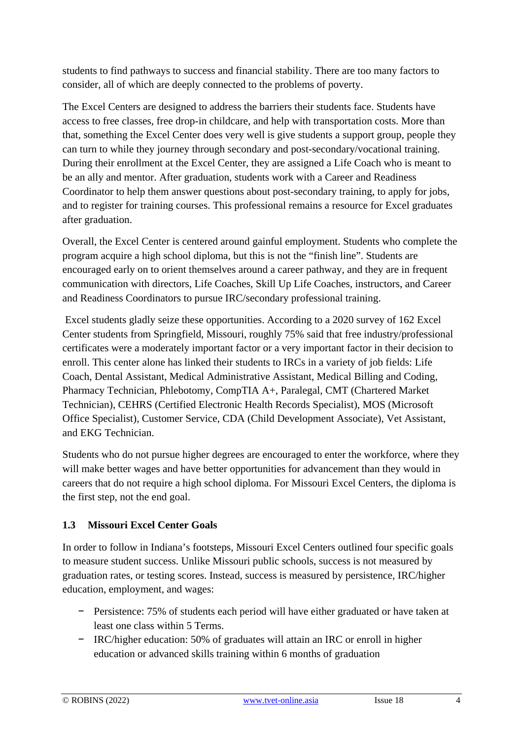students to find pathways to success and financial stability. There are too many factors to consider, all of which are deeply connected to the problems of poverty.

The Excel Centers are designed to address the barriers their students face. Students have access to free classes, free drop-in childcare, and help with transportation costs. More than that, something the Excel Center does very well is give students a support group, people they can turn to while they journey through secondary and post-secondary/vocational training. During their enrollment at the Excel Center, they are assigned a Life Coach who is meant to be an ally and mentor. After graduation, students work with a Career and Readiness Coordinator to help them answer questions about post-secondary training, to apply for jobs, and to register for training courses. This professional remains a resource for Excel graduates after graduation.

Overall, the Excel Center is centered around gainful employment. Students who complete the program acquire a high school diploma, but this is not the "finish line". Students are encouraged early on to orient themselves around a career pathway, and they are in frequent communication with directors, Life Coaches, Skill Up Life Coaches, instructors, and Career and Readiness Coordinators to pursue IRC/secondary professional training.

Excel students gladly seize these opportunities. According to a 2020 survey of 162 Excel Center students from Springfield, Missouri, roughly 75% said that free industry/professional certificates were a moderately important factor or a very important factor in their decision to enroll. This center alone has linked their students to IRCs in a variety of job fields: Life Coach, Dental Assistant, Medical Administrative Assistant, Medical Billing and Coding, Pharmacy Technician, Phlebotomy, CompTIA A+, Paralegal, CMT (Chartered Market Technician), CEHRS (Certified Electronic Health Records Specialist), MOS (Microsoft Office Specialist), Customer Service, CDA (Child Development Associate), Vet Assistant, and EKG Technician.

Students who do not pursue higher degrees are encouraged to enter the workforce, where they will make better wages and have better opportunities for advancement than they would in careers that do not require a high school diploma. For Missouri Excel Centers, the diploma is the first step, not the end goal.

### 1.3 Missouri Excel Center Goals

In order to follow in Indiana's footsteps, Missouri Excel Centers outlined four specific goals to measure student success. Unlike Missouri public schools, success is not measured by graduation rates, or testing scores. Instead, success is measured by persistence, IRC/higher education, employment, and wages:

- Persistence: 75% of students each period will have either graduated or have taken at least one class within 5 Terms.
- IRC/higher education: 50% of graduates will attain an IRC or enroll in higher education or advanced skills training within 6 months of graduation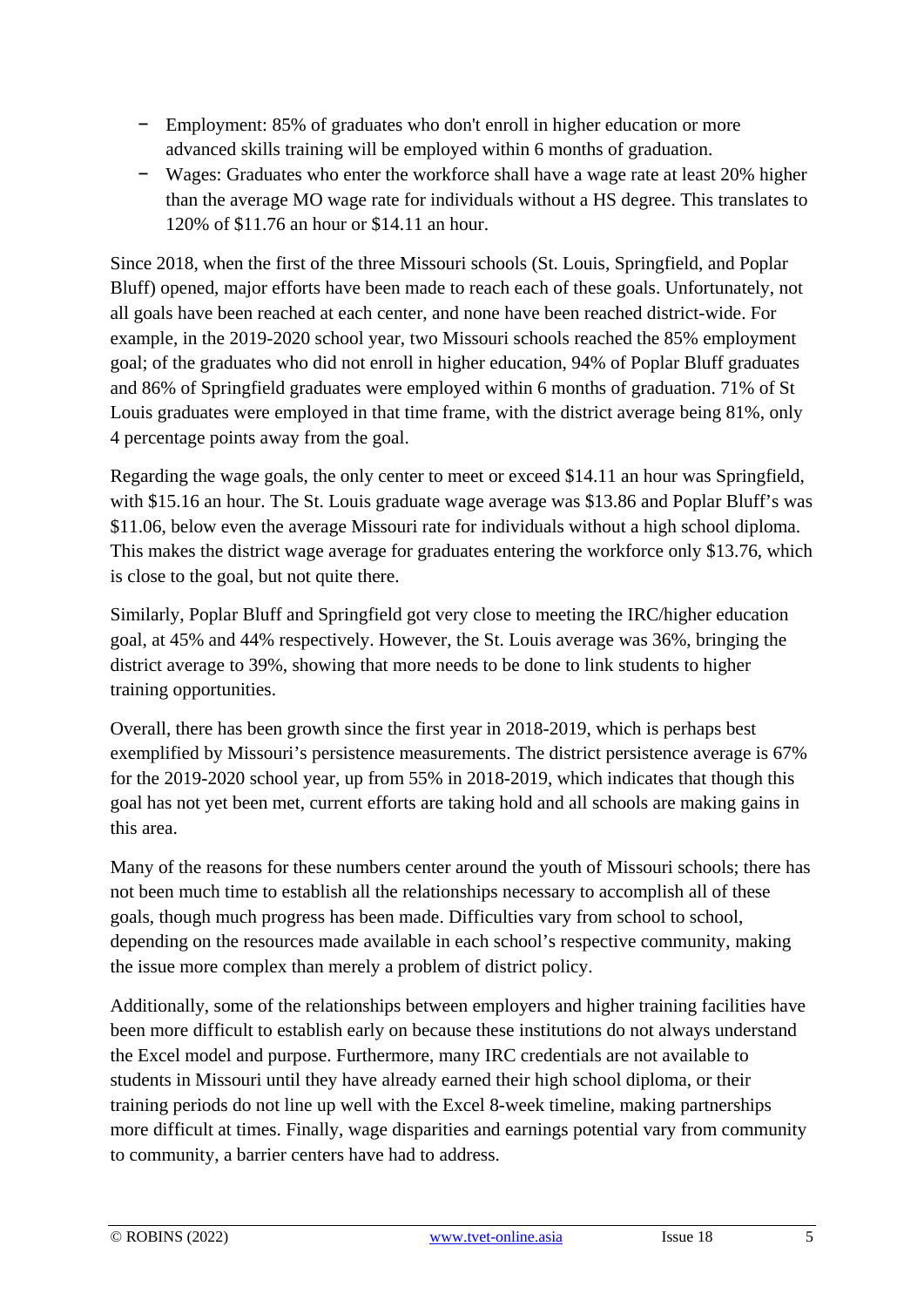- Employment: 85% of graduates who don't enroll in higher education or more advanced skills training will be employed within 6 months of graduation.
- Wages: Graduates who enter the workforce shall have a wage rate at least 20% higher than the average MO wage rate for individuals without a HS degree. This translates to 120% of $11.76 an hour or $14.11 an hour.

Since 2018, when the first of the three Missouri schools (St. Louis, Springfield, and Poplar Bluff) opened, major efforts have been made to reach each of these goals. Unfortunately, not all goals have been reached at each center, and none have been reached district-wide. For example, in the 2019-2020 school year, two Missouri schools reached the 85% employment goal; of the graduates who did not enroll in higher education, 94% of Poplar Bluff graduates and 86% of Springfield graduates were employed within 6 months of graduation. 71% of St Louis graduates were employed in that time frame, with the district average being 81%, only 4 percentage points away from the goal.

Regarding the wage goals, the only center to meet or exceed $14.11 an hour was Springfield, with $15.16 an hour. The St. Louis graduate wage average was $13.86 and Poplar Bluff's was $11.06, below even the average Missouri rate for individuals without a high school diploma. This makes the district wage average for graduates entering the workforce only $13.76, which is close to the goal, but not quite there.

Similarly, Poplar Bluff and Springfield got very close to meeting the IRC/higher education goal, at 45% and 44% respectively. However, the St. Louis average was 36%, bringing the district average to 39%, showing that more needs to be done to link students to higher training opportunities.

Overall, there has been growth since the first year in 2018-2019, which is perhaps best exemplified by Missouri's persistence measurements. The district persistence average is 67% for the 2019-2020 school year, up from 55% in 2018-2019, which indicates that though this goal has not yet been met, current efforts are taking hold and all schools are making gains in this area.

Many of the reasons for these numbers center around the youth of Missouri schools; there has not been much time to establish all the relationships necessary to accomplish all of these goals, though much progress has been made. Difficulties vary from school to school, depending on the resources made available in each school's respective community, making the issue more complex than merely a problem of district policy.

Additionally, some of the relationships between employers and higher training facilities have been more difficult to establish early on because these institutions do not always understand the Excel model and purpose. Furthermore, many IRC credentials are not available to students in Missouri until they have already earned their high school diploma, or their training periods do not line up well with the Excel 8-week timeline, making partnerships more difficult at times. Finally, wage disparities and earnings potential vary from community to community, a barrier centers have had to address.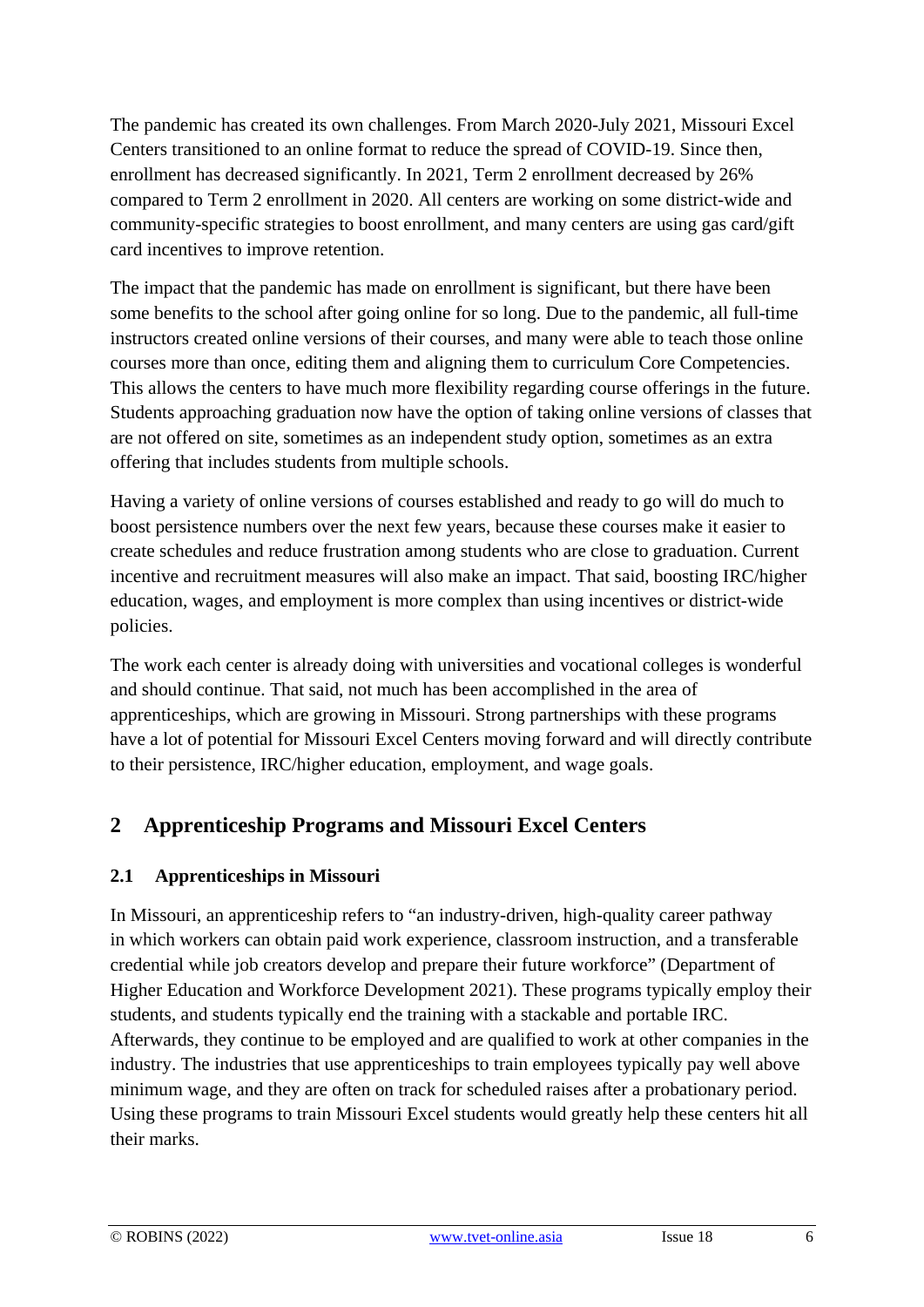The pandemic has created its own challenges. From March 2020-July 2021, Missouri Excel Centers transitioned to an online format to reduce the spread of COVID-19. Since then, enrollment has decreased significantly. In 2021, Term 2 enrollment decreased by 26% compared to Term 2 enrollment in 2020. All centers are working on some district-wide and community-specific strategies to boost enrollment, and many centers are using gas card/gift card incentives to improve retention.

The impact that the pandemic has made on enrollment is significant, but there have been some benefits to the school after going online for so long. Due to the pandemic, all full-time instructors created online versions of their courses, and many were able to teach those online courses more than once, editing them and aligning them to curriculum Core Competencies. This allows the centers to have much more flexibility regarding course offerings in the future. Students approaching graduation now have the option of taking online versions of classes that are not offered on site, sometimes as an independent study option, sometimes as an extra offering that includes students from multiple schools.

Having a variety of online versions of courses established and ready to go will do much to boost persistence numbers over the next few years, because these courses make it easier to create schedules and reduce frustration among students who are close to graduation. Current incentive and recruitment measures will also make an impact. That said, boosting IRC/higher education, wages, and employment is more complex than using incentives or district-wide policies.

The work each center is already doing with universities and vocational colleges is wonderful and should continue. That said, not much has been accomplished in the area of apprenticeships, which are growing in Missouri. Strong partnerships with these programs have a lot of potential for Missouri Excel Centers moving forward and will directly contribute to their persistence, IRC/higher education, employment, and wage goals.

## 2 Apprenticeship Programs and Missouri Excel Centers

### 2.1 Apprenticeships in Missouri

In Missouri, an apprenticeship refers to "an industry-driven, high-quality career pathway in which workers can obtain paid work experience, classroom instruction, and a transferable credential while job creators develop and prepare their future workforce" (Department of Higher Education and Workforce Development 2021). These programs typically employ their students, and students typically end the training with a stackable and portable IRC. Afterwards, they continue to be employed and are qualified to work at other companies in the industry. The industries that use apprenticeships to train employees typically pay well above minimum wage, and they are often on track for scheduled raises after a probationary period. Using these programs to train Missouri Excel students would greatly help these centers hit all their marks.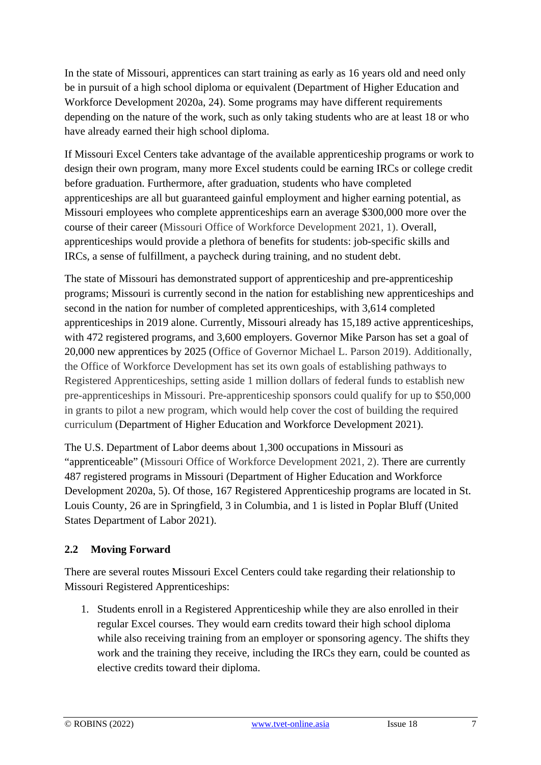In the state of Missouri, apprentices can start training as early as 16 years old and need only be in pursuit of a high school diploma or equivalent (Department of Higher Education and Workforce Development 2020a, 24). Some programs may have different requirements depending on the nature of the work, such as only taking students who are at least 18 or who have already earned their high school diploma.

If Missouri Excel Centers take advantage of the available apprenticeship programs or work to design their own program, many more Excel students could be earning IRCs or college credit before graduation. Furthermore, after graduation, students who have completed apprenticeships are all but guaranteed gainful employment and higher earning potential, as Missouri employees who complete apprenticeships earn an average $300,000 more over the course of their career (Missouri Office of Workforce Development 2021, 1). Overall, apprenticeships would provide a plethora of benefits for students: job-specific skills and IRCs, a sense of fulfillment, a paycheck during training, and no student debt.

The state of Missouri has demonstrated support of apprenticeship and pre-apprenticeship programs; Missouri is currently second in the nation for establishing new apprenticeships and second in the nation for number of completed apprenticeships, with 3,614 completed apprenticeships in 2019 alone. Currently, Missouri already has 15,189 active apprenticeships, with 472 registered programs, and 3,600 employers. Governor Mike Parson has set a goal of 20,000 new apprentices by 2025 (Office of Governor Michael L. Parson 2019). Additionally, the Office of Workforce Development has set its own goals of establishing pathways to Registered Apprenticeships, setting aside 1 million dollars of federal funds to establish new pre-apprenticeships in Missouri. Pre-apprenticeship sponsors could qualify for up to $50,000 in grants to pilot a new program, which would help cover the cost of building the required curriculum (Department of Higher Education and Workforce Development 2021).

The U.S. Department of Labor deems about 1,300 occupations in Missouri as "apprenticeable" (Missouri Office of Workforce Development 2021, 2). There are currently 487 registered programs in Missouri (Department of Higher Education and Workforce Development 2020a, 5). Of those, 167 Registered Apprenticeship programs are located in St. Louis County, 26 are in Springfield, 3 in Columbia, and 1 is listed in Poplar Bluff (United States Department of Labor 2021).

## 2.2 Moving Forward

There are several routes Missouri Excel Centers could take regarding their relationship to Missouri Registered Apprenticeships:

1. Students enroll in a Registered Apprenticeship while they are also enrolled in their regular Excel courses. They would earn credits toward their high school diploma while also receiving training from an employer or sponsoring agency. The shifts they work and the training they receive, including the IRCs they earn, could be counted as elective credits toward their diploma.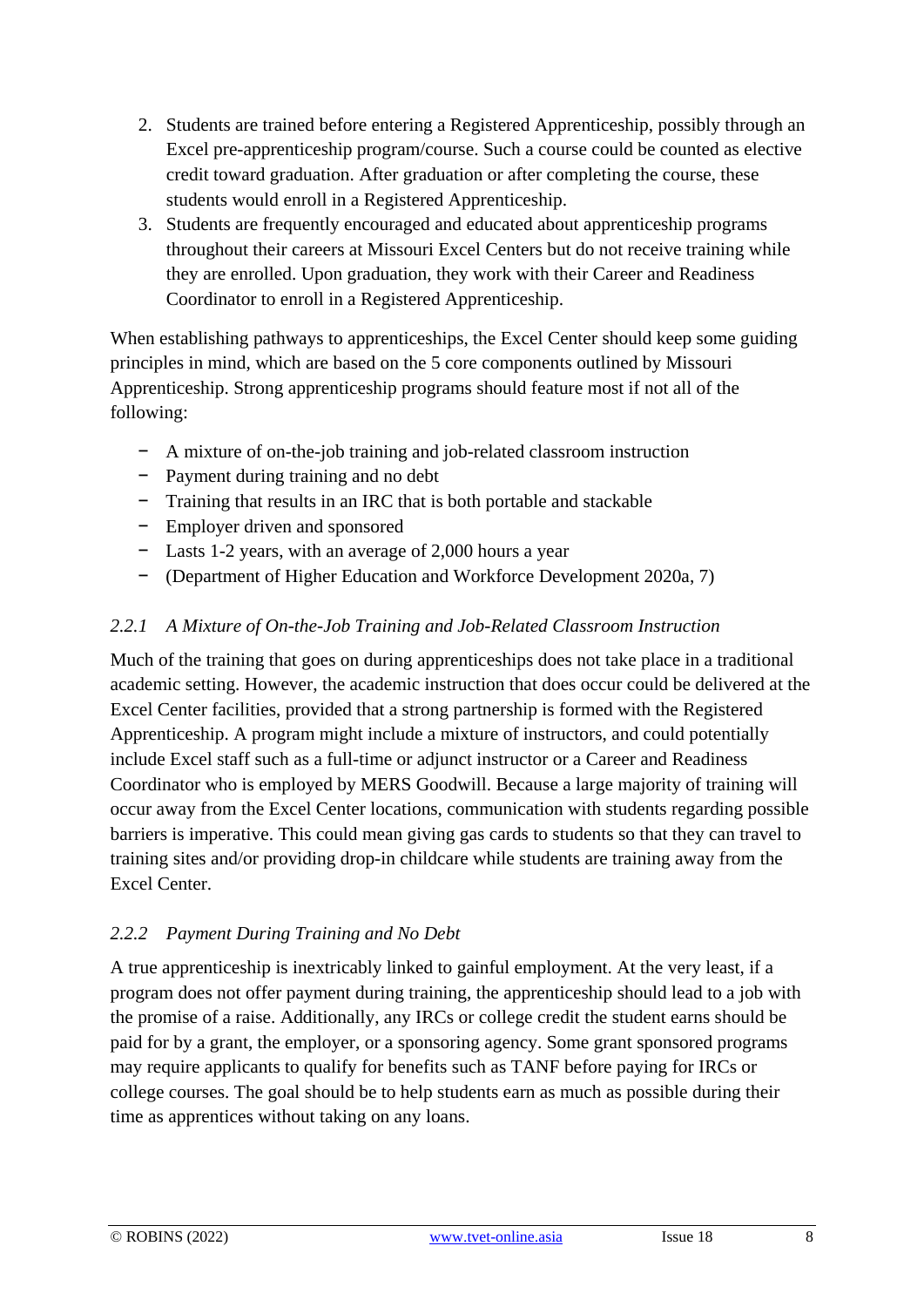2. Students are trained before entering a Registered Apprenticeship, possibly through an Excel pre-apprenticeship program/course. Such a course could be counted as elective credit toward graduation. After graduation or after completing the course, these students would enroll in a Registered Apprenticeship.
3. Students are frequently encouraged and educated about apprenticeship programs throughout their careers at Missouri Excel Centers but do not receive training while they are enrolled. Upon graduation, they work with their Career and Readiness Coordinator to enroll in a Registered Apprenticeship.

When establishing pathways to apprenticeships, the Excel Center should keep some guiding principles in mind, which are based on the 5 core components outlined by Missouri Apprenticeship. Strong apprenticeship programs should feature most if not all of the following:

- A mixture of on-the-job training and job-related classroom instruction
- Payment during training and no debt
- Training that results in an IRC that is both portable and stackable
- Employer driven and sponsored
- Lasts 1-2 years, with an average of 2,000 hours a year
- (Department of Higher Education and Workforce Development 2020a, 7)

### *2.2.1 A Mixture of On-the-Job Training and Job-Related Classroom Instruction*

Much of the training that goes on during apprenticeships does not take place in a traditional academic setting. However, the academic instruction that does occur could be delivered at the Excel Center facilities, provided that a strong partnership is formed with the Registered Apprenticeship. A program might include a mixture of instructors, and could potentially include Excel staff such as a full-time or adjunct instructor or a Career and Readiness Coordinator who is employed by MERS Goodwill. Because a large majority of training will occur away from the Excel Center locations, communication with students regarding possible barriers is imperative. This could mean giving gas cards to students so that they can travel to training sites and/or providing drop-in childcare while students are training away from the Excel Center.

### *2.2.2 Payment During Training and No Debt*

A true apprenticeship is inextricably linked to gainful employment. At the very least, if a program does not offer payment during training, the apprenticeship should lead to a job with the promise of a raise. Additionally, any IRCs or college credit the student earns should be paid for by a grant, the employer, or a sponsoring agency. Some grant sponsored programs may require applicants to qualify for benefits such as TANF before paying for IRCs or college courses. The goal should be to help students earn as much as possible during their time as apprentices without taking on any loans.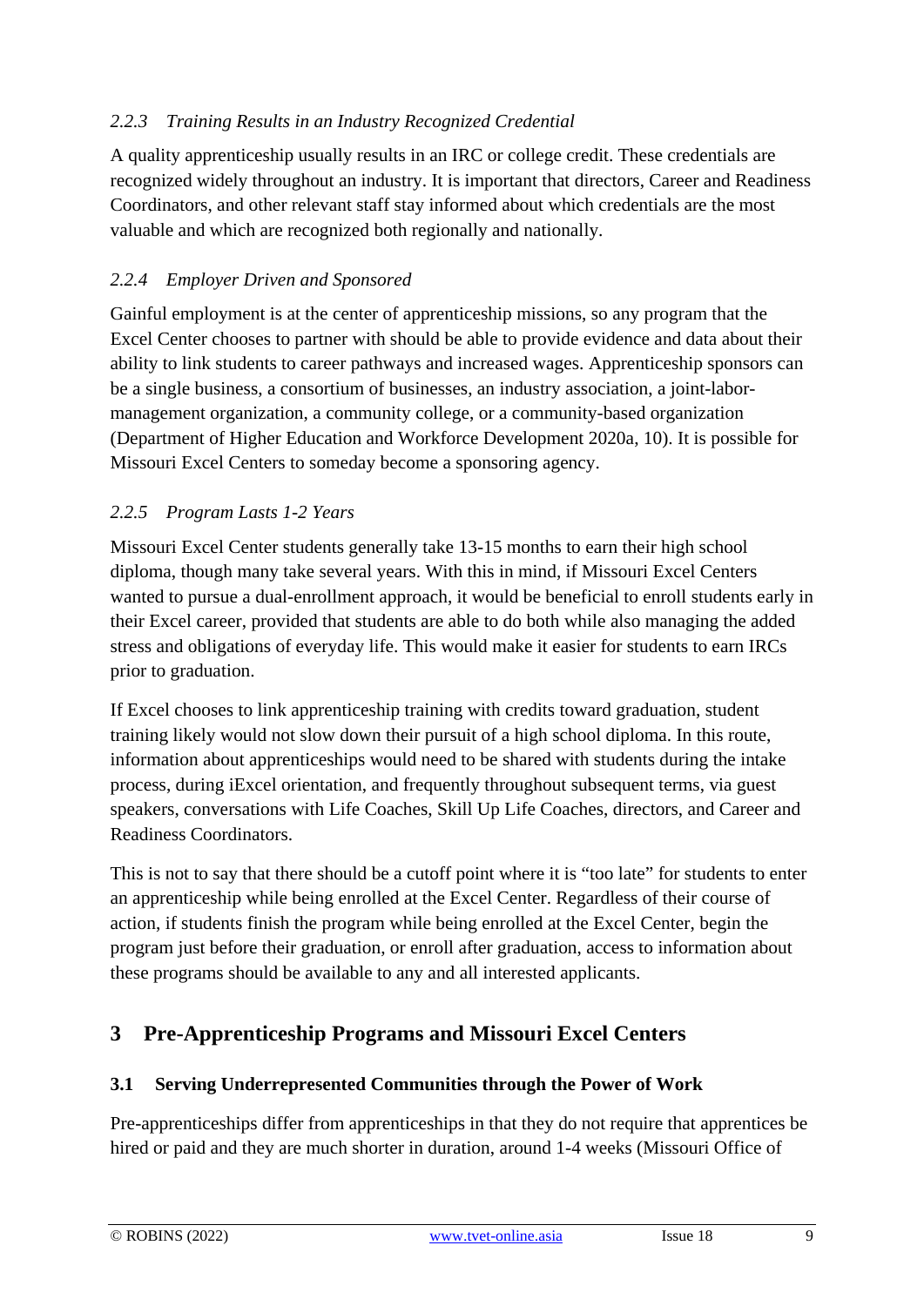### *2.2.3 Training Results in an Industry Recognized Credential*

A quality apprenticeship usually results in an IRC or college credit. These credentials are recognized widely throughout an industry. It is important that directors, Career and Readiness Coordinators, and other relevant staff stay informed about which credentials are the most valuable and which are recognized both regionally and nationally.

### *2.2.4 Employer Driven and Sponsored*

Gainful employment is at the center of apprenticeship missions, so any program that the Excel Center chooses to partner with should be able to provide evidence and data about their ability to link students to career pathways and increased wages. Apprenticeship sponsors can be a single business, a consortium of businesses, an industry association, a joint-labor-management organization, a community college, or a community-based organization (Department of Higher Education and Workforce Development 2020a, 10). It is possible for Missouri Excel Centers to someday become a sponsoring agency.

### *2.2.5 Program Lasts 1-2 Years*

Missouri Excel Center students generally take 13-15 months to earn their high school diploma, though many take several years. With this in mind, if Missouri Excel Centers wanted to pursue a dual-enrollment approach, it would be beneficial to enroll students early in their Excel career, provided that students are able to do both while also managing the added stress and obligations of everyday life. This would make it easier for students to earn IRCs prior to graduation.

If Excel chooses to link apprenticeship training with credits toward graduation, student training likely would not slow down their pursuit of a high school diploma. In this route, information about apprenticeships would need to be shared with students during the intake process, during iExcel orientation, and frequently throughout subsequent terms, via guest speakers, conversations with Life Coaches, Skill Up Life Coaches, directors, and Career and Readiness Coordinators.

This is not to say that there should be a cutoff point where it is "too late" for students to enter an apprenticeship while being enrolled at the Excel Center. Regardless of their course of action, if students finish the program while being enrolled at the Excel Center, begin the program just before their graduation, or enroll after graduation, access to information about these programs should be available to any and all interested applicants.

# 3 Pre-Apprenticeship Programs and Missouri Excel Centers

## 3.1 Serving Underrepresented Communities through the Power of Work

Pre-apprenticeships differ from apprenticeships in that they do not require that apprentices be hired or paid and they are much shorter in duration, around 1-4 weeks (Missouri Office of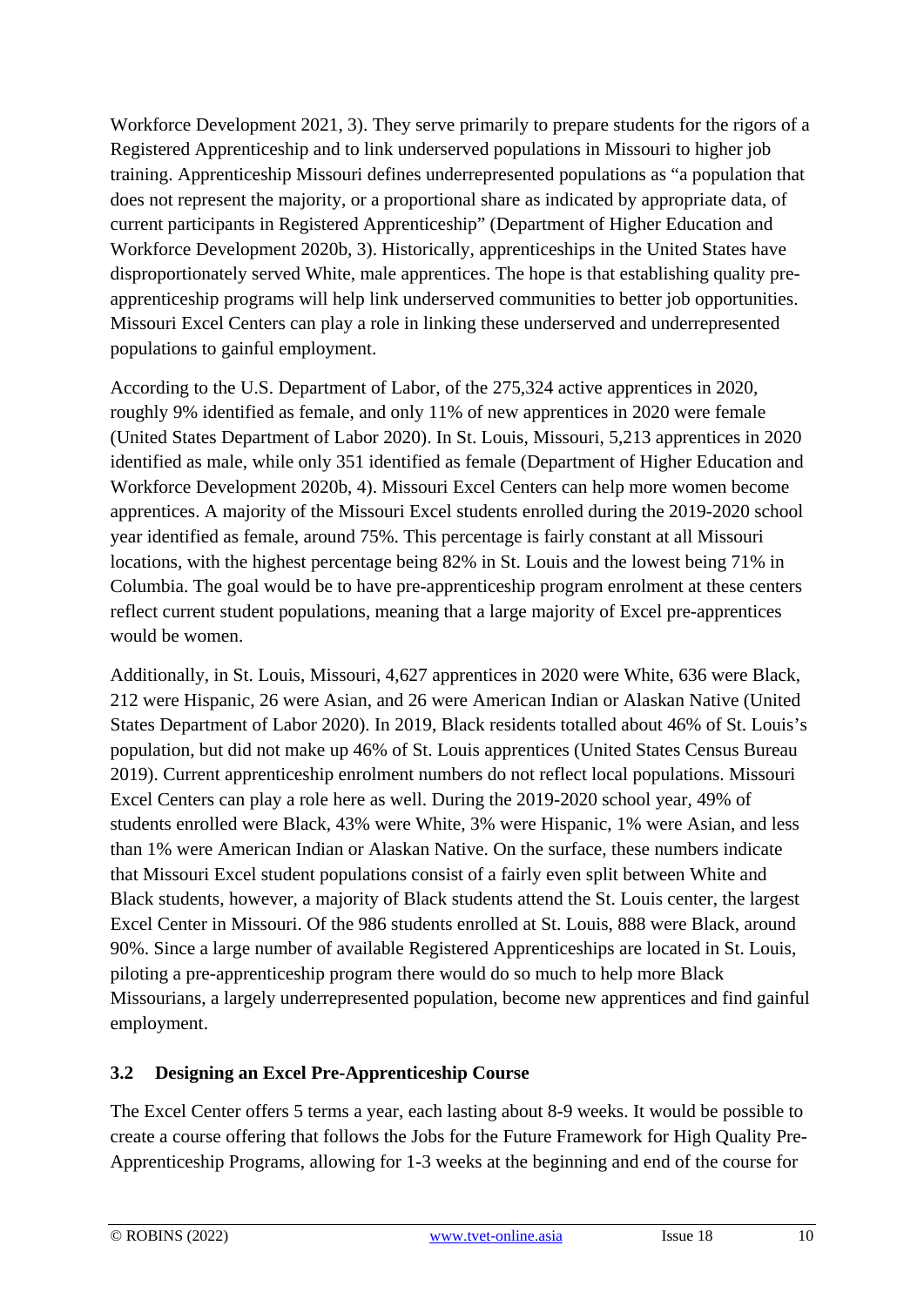Workforce Development 2021, 3). They serve primarily to prepare students for the rigors of a Registered Apprenticeship and to link underserved populations in Missouri to higher job training. Apprenticeship Missouri defines underrepresented populations as "a population that does not represent the majority, or a proportional share as indicated by appropriate data, of current participants in Registered Apprenticeship" (Department of Higher Education and Workforce Development 2020b, 3). Historically, apprenticeships in the United States have disproportionately served White, male apprentices. The hope is that establishing quality pre-apprenticeship programs will help link underserved communities to better job opportunities. Missouri Excel Centers can play a role in linking these underserved and underrepresented populations to gainful employment.

According to the U.S. Department of Labor, of the 275,324 active apprentices in 2020, roughly 9% identified as female, and only 11% of new apprentices in 2020 were female (United States Department of Labor 2020). In St. Louis, Missouri, 5,213 apprentices in 2020 identified as male, while only 351 identified as female (Department of Higher Education and Workforce Development 2020b, 4). Missouri Excel Centers can help more women become apprentices. A majority of the Missouri Excel students enrolled during the 2019-2020 school year identified as female, around 75%. This percentage is fairly constant at all Missouri locations, with the highest percentage being 82% in St. Louis and the lowest being 71% in Columbia. The goal would be to have pre-apprenticeship program enrolment at these centers reflect current student populations, meaning that a large majority of Excel pre-apprentices would be women.

Additionally, in St. Louis, Missouri, 4,627 apprentices in 2020 were White, 636 were Black, 212 were Hispanic, 26 were Asian, and 26 were American Indian or Alaskan Native (United States Department of Labor 2020). In 2019, Black residents totalled about 46% of St. Louis's population, but did not make up 46% of St. Louis apprentices (United States Census Bureau 2019). Current apprenticeship enrolment numbers do not reflect local populations. Missouri Excel Centers can play a role here as well. During the 2019-2020 school year, 49% of students enrolled were Black, 43% were White, 3% were Hispanic, 1% were Asian, and less than 1% were American Indian or Alaskan Native. On the surface, these numbers indicate that Missouri Excel student populations consist of a fairly even split between White and Black students, however, a majority of Black students attend the St. Louis center, the largest Excel Center in Missouri. Of the 986 students enrolled at St. Louis, 888 were Black, around 90%. Since a large number of available Registered Apprenticeships are located in St. Louis, piloting a pre-apprenticeship program there would do so much to help more Black Missourians, a largely underrepresented population, become new apprentices and find gainful employment.

### 3.2 Designing an Excel Pre-Apprenticeship Course

The Excel Center offers 5 terms a year, each lasting about 8-9 weeks. It would be possible to create a course offering that follows the Jobs for the Future Framework for High Quality Pre-Apprenticeship Programs, allowing for 1-3 weeks at the beginning and end of the course for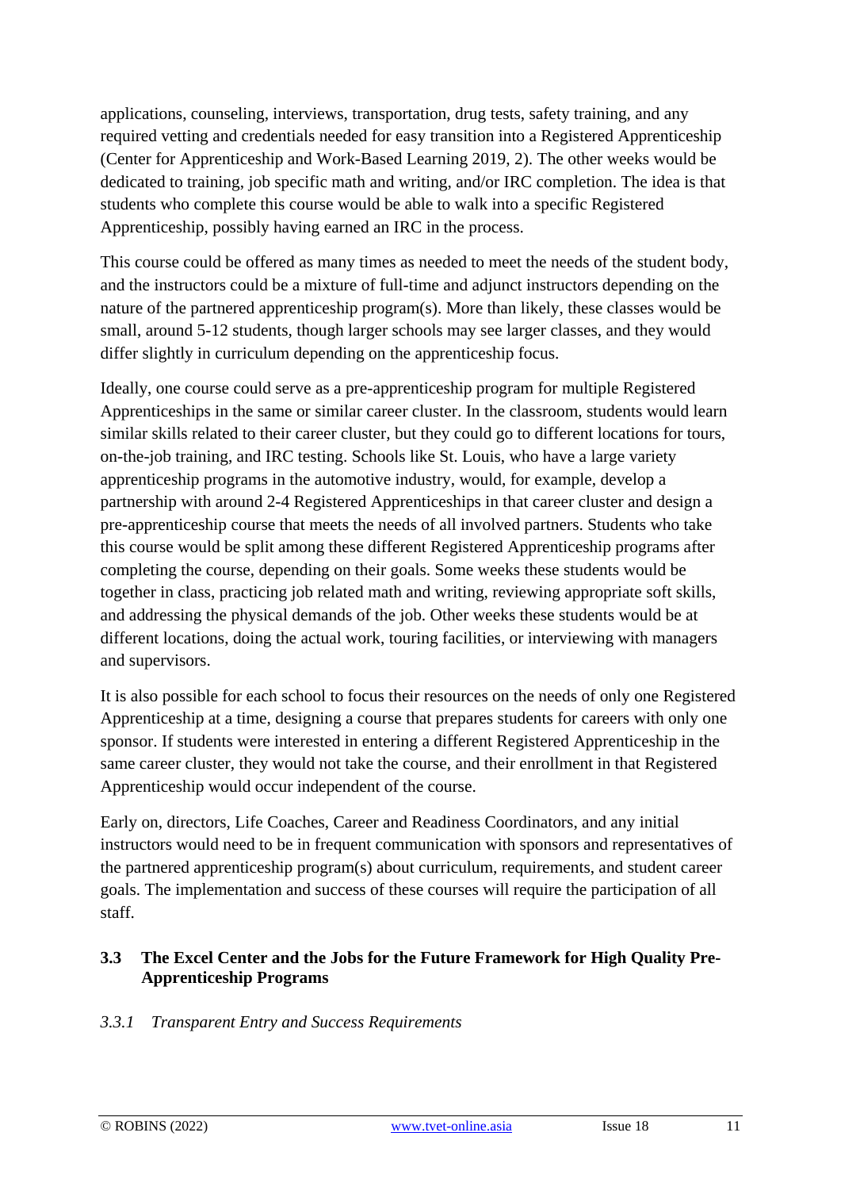applications, counseling, interviews, transportation, drug tests, safety training, and any required vetting and credentials needed for easy transition into a Registered Apprenticeship (Center for Apprenticeship and Work-Based Learning 2019, 2). The other weeks would be dedicated to training, job specific math and writing, and/or IRC completion. The idea is that students who complete this course would be able to walk into a specific Registered Apprenticeship, possibly having earned an IRC in the process.

This course could be offered as many times as needed to meet the needs of the student body, and the instructors could be a mixture of full-time and adjunct instructors depending on the nature of the partnered apprenticeship program(s). More than likely, these classes would be small, around 5-12 students, though larger schools may see larger classes, and they would differ slightly in curriculum depending on the apprenticeship focus.

Ideally, one course could serve as a pre-apprenticeship program for multiple Registered Apprenticeships in the same or similar career cluster. In the classroom, students would learn similar skills related to their career cluster, but they could go to different locations for tours, on-the-job training, and IRC testing. Schools like St. Louis, who have a large variety apprenticeship programs in the automotive industry, would, for example, develop a partnership with around 2-4 Registered Apprenticeships in that career cluster and design a pre-apprenticeship course that meets the needs of all involved partners. Students who take this course would be split among these different Registered Apprenticeship programs after completing the course, depending on their goals. Some weeks these students would be together in class, practicing job related math and writing, reviewing appropriate soft skills, and addressing the physical demands of the job. Other weeks these students would be at different locations, doing the actual work, touring facilities, or interviewing with managers and supervisors.

It is also possible for each school to focus their resources on the needs of only one Registered Apprenticeship at a time, designing a course that prepares students for careers with only one sponsor. If students were interested in entering a different Registered Apprenticeship in the same career cluster, they would not take the course, and their enrollment in that Registered Apprenticeship would occur independent of the course.

Early on, directors, Life Coaches, Career and Readiness Coordinators, and any initial instructors would need to be in frequent communication with sponsors and representatives of the partnered apprenticeship program(s) about curriculum, requirements, and student career goals. The implementation and success of these courses will require the participation of all staff.

### 3.3 The Excel Center and the Jobs for the Future Framework for High Quality Pre-Apprenticeship Programs

#### *3.3.1 Transparent Entry and Success Requirements*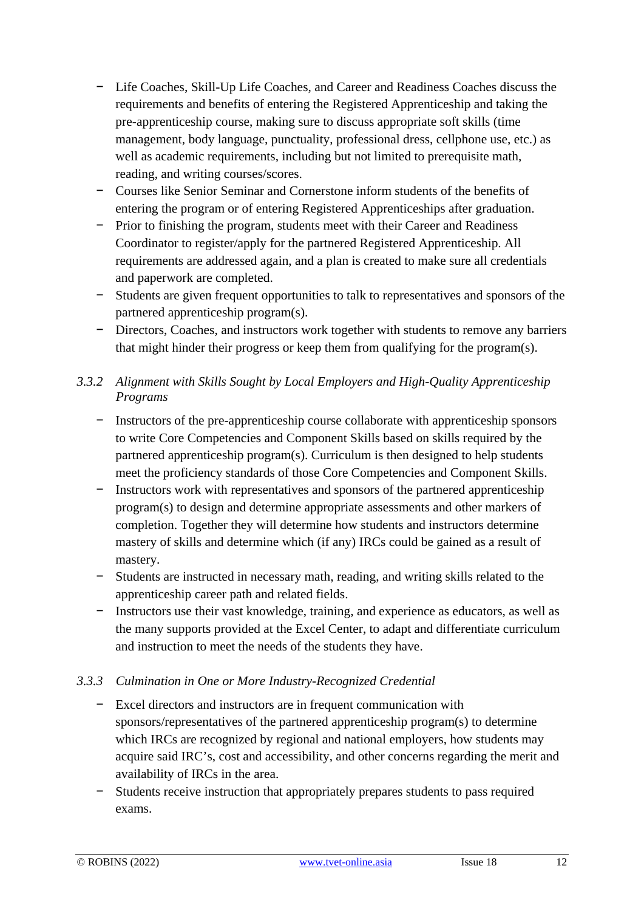- Life Coaches, Skill-Up Life Coaches, and Career and Readiness Coaches discuss the requirements and benefits of entering the Registered Apprenticeship and taking the pre-apprenticeship course, making sure to discuss appropriate soft skills (time management, body language, punctuality, professional dress, cellphone use, etc.) as well as academic requirements, including but not limited to prerequisite math, reading, and writing courses/scores.
- Courses like Senior Seminar and Cornerstone inform students of the benefits of entering the program or of entering Registered Apprenticeships after graduation.
- Prior to finishing the program, students meet with their Career and Readiness Coordinator to register/apply for the partnered Registered Apprenticeship. All requirements are addressed again, and a plan is created to make sure all credentials and paperwork are completed.
- Students are given frequent opportunities to talk to representatives and sponsors of the partnered apprenticeship program(s).
- Directors, Coaches, and instructors work together with students to remove any barriers that might hinder their progress or keep them from qualifying for the program(s).

#### *3.3.2 Alignment with Skills Sought by Local Employers and High-Quality Apprenticeship Programs*

- Instructors of the pre-apprenticeship course collaborate with apprenticeship sponsors to write Core Competencies and Component Skills based on skills required by the partnered apprenticeship program(s). Curriculum is then designed to help students meet the proficiency standards of those Core Competencies and Component Skills.
- Instructors work with representatives and sponsors of the partnered apprenticeship program(s) to design and determine appropriate assessments and other markers of completion. Together they will determine how students and instructors determine mastery of skills and determine which (if any) IRCs could be gained as a result of mastery.
- Students are instructed in necessary math, reading, and writing skills related to the apprenticeship career path and related fields.
- Instructors use their vast knowledge, training, and experience as educators, as well as the many supports provided at the Excel Center, to adapt and differentiate curriculum and instruction to meet the needs of the students they have.

#### *3.3.3 Culmination in One or More Industry-Recognized Credential*

- Excel directors and instructors are in frequent communication with sponsors/representatives of the partnered apprenticeship program(s) to determine which IRCs are recognized by regional and national employers, how students may acquire said IRC's, cost and accessibility, and other concerns regarding the merit and availability of IRCs in the area.
- Students receive instruction that appropriately prepares students to pass required exams.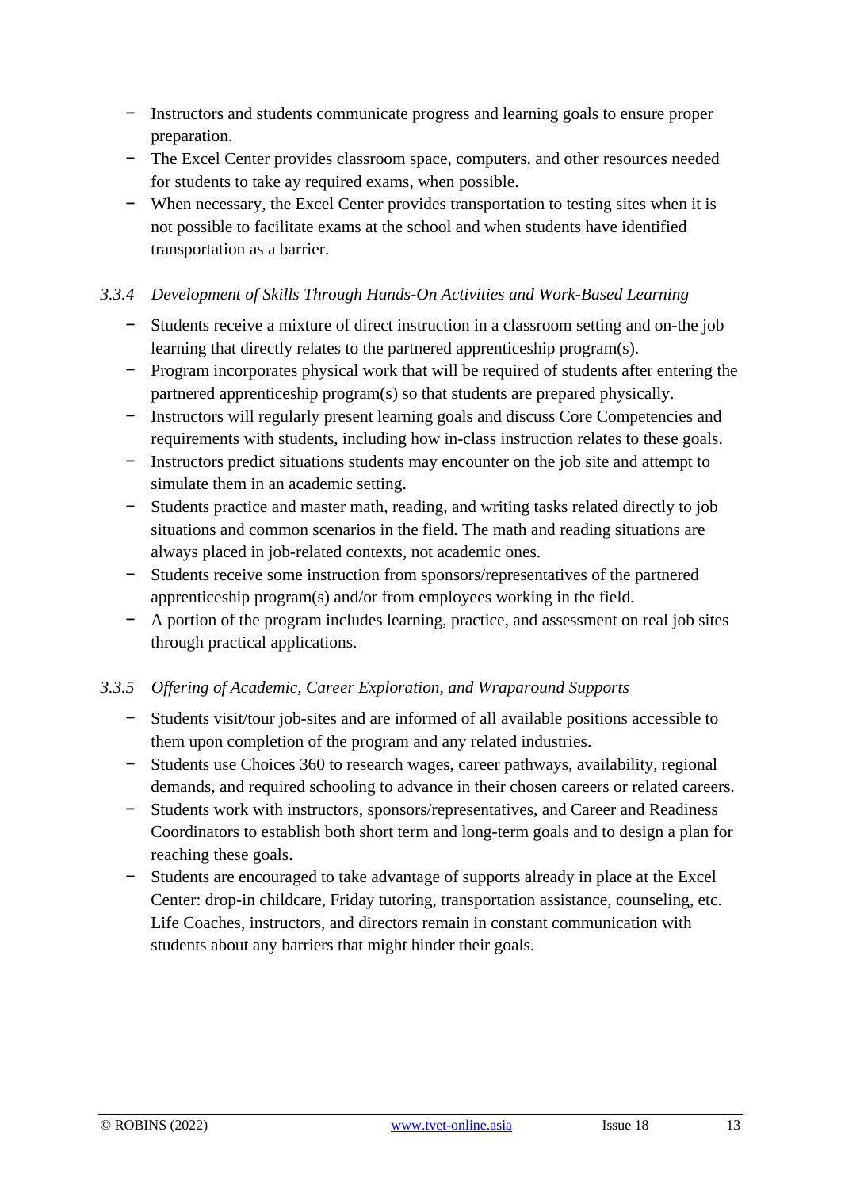- Instructors and students communicate progress and learning goals to ensure proper preparation.
- The Excel Center provides classroom space, computers, and other resources needed for students to take ay required exams, when possible.
- When necessary, the Excel Center provides transportation to testing sites when it is not possible to facilitate exams at the school and when students have identified transportation as a barrier.

### *3.3.4 Development of Skills Through Hands-On Activities and Work-Based Learning*

- Students receive a mixture of direct instruction in a classroom setting and on-the job learning that directly relates to the partnered apprenticeship program(s).
- Program incorporates physical work that will be required of students after entering the partnered apprenticeship program(s) so that students are prepared physically.
- Instructors will regularly present learning goals and discuss Core Competencies and requirements with students, including how in-class instruction relates to these goals.
- Instructors predict situations students may encounter on the job site and attempt to simulate them in an academic setting.
- Students practice and master math, reading, and writing tasks related directly to job situations and common scenarios in the field. The math and reading situations are always placed in job-related contexts, not academic ones.
- Students receive some instruction from sponsors/representatives of the partnered apprenticeship program(s) and/or from employees working in the field.
- A portion of the program includes learning, practice, and assessment on real job sites through practical applications.

### *3.3.5 Offering of Academic, Career Exploration, and Wraparound Supports*

- Students visit/tour job-sites and are informed of all available positions accessible to them upon completion of the program and any related industries.
- Students use Choices 360 to research wages, career pathways, availability, regional demands, and required schooling to advance in their chosen careers or related careers.
- Students work with instructors, sponsors/representatives, and Career and Readiness Coordinators to establish both short term and long-term goals and to design a plan for reaching these goals.
- Students are encouraged to take advantage of supports already in place at the Excel Center: drop-in childcare, Friday tutoring, transportation assistance, counseling, etc. Life Coaches, instructors, and directors remain in constant communication with students about any barriers that might hinder their goals.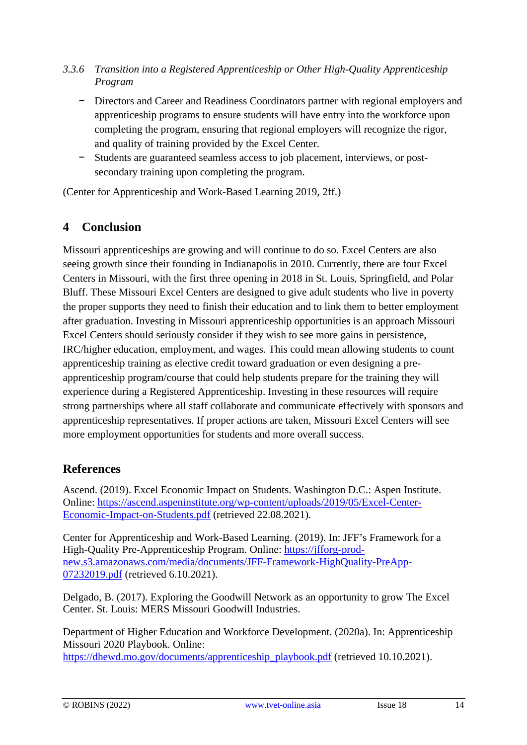#### *3.3.6 Transition into a Registered Apprenticeship or Other High-Quality Apprenticeship Program*

- Directors and Career and Readiness Coordinators partner with regional employers and apprenticeship programs to ensure students will have entry into the workforce upon completing the program, ensuring that regional employers will recognize the rigor, and quality of training provided by the Excel Center.
- Students are guaranteed seamless access to job placement, interviews, or post-secondary training upon completing the program.

(Center for Apprenticeship and Work-Based Learning 2019, 2ff.)

## 4 Conclusion

Missouri apprenticeships are growing and will continue to do so. Excel Centers are also seeing growth since their founding in Indianapolis in 2010. Currently, there are four Excel Centers in Missouri, with the first three opening in 2018 in St. Louis, Springfield, and Polar Bluff. These Missouri Excel Centers are designed to give adult students who live in poverty the proper supports they need to finish their education and to link them to better employment after graduation. Investing in Missouri apprenticeship opportunities is an approach Missouri Excel Centers should seriously consider if they wish to see more gains in persistence, IRC/higher education, employment, and wages. This could mean allowing students to count apprenticeship training as elective credit toward graduation or even designing a pre-apprenticeship program/course that could help students prepare for the training they will experience during a Registered Apprenticeship. Investing in these resources will require strong partnerships where all staff collaborate and communicate effectively with sponsors and apprenticeship representatives. If proper actions are taken, Missouri Excel Centers will see more employment opportunities for students and more overall success.

## References

Ascend. (2019). Excel Economic Impact on Students. Washington D.C.: Aspen Institute. Online: https://ascend.aspeninstitute.org/wp-content/uploads/2019/05/Excel-Center-Economic-Impact-on-Students.pdf (retrieved 22.08.2021).

Center for Apprenticeship and Work-Based Learning. (2019). In: JFF's Framework for a High-Quality Pre-Apprenticeship Program. Online: https://jfforg-prod-new.s3.amazonaws.com/media/documents/JFF-Framework-HighQuality-PreApp-07232019.pdf (retrieved 6.10.2021).

Delgado, B. (2017). Exploring the Goodwill Network as an opportunity to grow The Excel Center. St. Louis: MERS Missouri Goodwill Industries.

Department of Higher Education and Workforce Development. (2020a). In: Apprenticeship Missouri 2020 Playbook. Online: https://dhewd.mo.gov/documents/apprenticeship_playbook.pdf (retrieved 10.10.2021).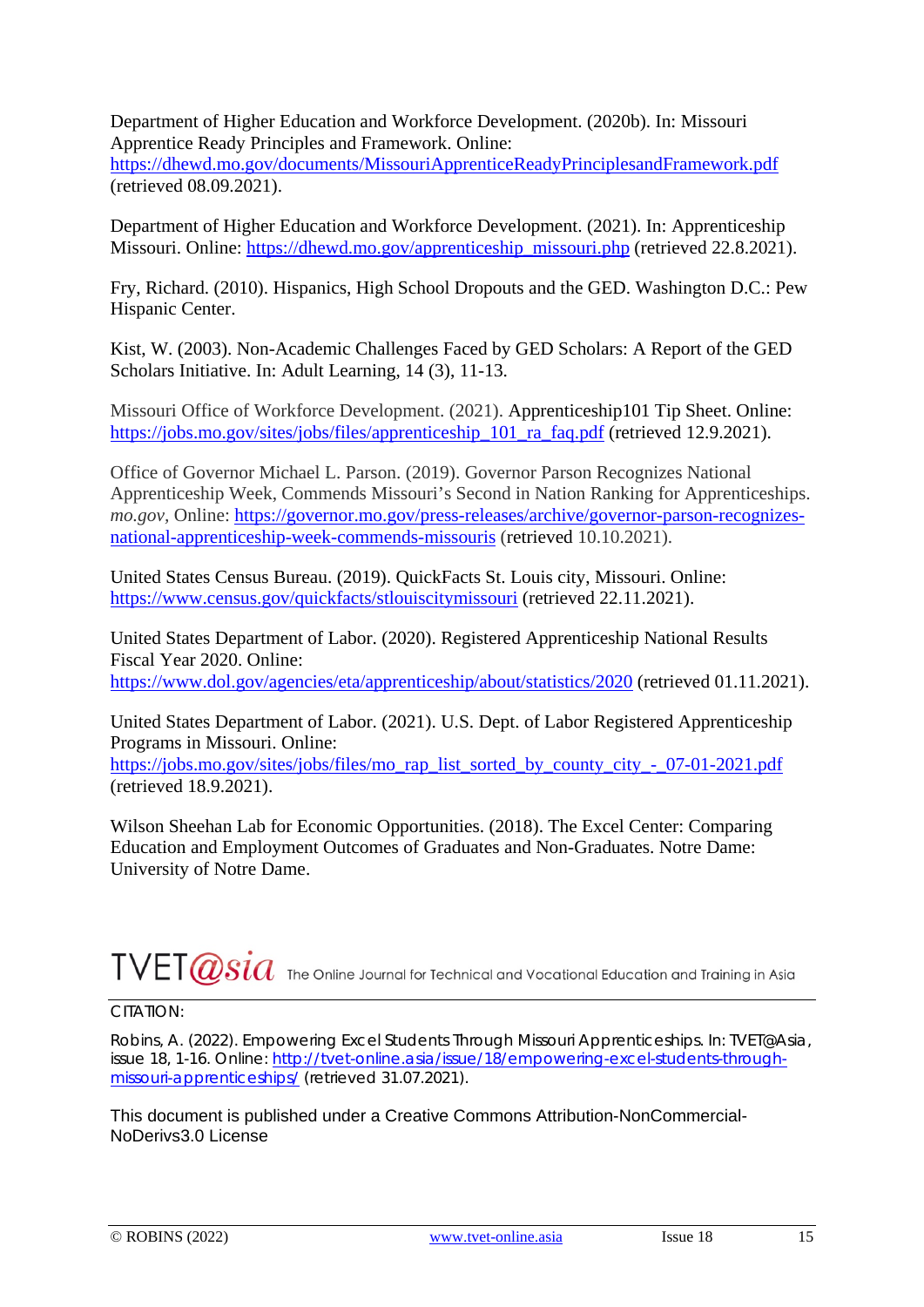Department of Higher Education and Workforce Development. (2020b). In: Missouri Apprentice Ready Principles and Framework. Online: https://dhewd.mo.gov/documents/MissouriApprenticeReadyPrinciplesandFramework.pdf (retrieved 08.09.2021).

Department of Higher Education and Workforce Development. (2021). In: Apprenticeship Missouri. Online: https://dhewd.mo.gov/apprenticeship_missouri.php (retrieved 22.8.2021).

Fry, Richard. (2010). Hispanics, High School Dropouts and the GED. Washington D.C.: Pew Hispanic Center.

Kist, W. (2003). Non-Academic Challenges Faced by GED Scholars: A Report of the GED Scholars Initiative. In: Adult Learning, 14 (3), 11-13.

Missouri Office of Workforce Development. (2021). Apprenticeship101 Tip Sheet. Online: https://jobs.mo.gov/sites/jobs/files/apprenticeship_101_ra_faq.pdf (retrieved 12.9.2021).

Office of Governor Michael L. Parson. (2019). Governor Parson Recognizes National Apprenticeship Week, Commends Missouri's Second in Nation Ranking for Apprenticeships. *mo.gov*, Online: https://governor.mo.gov/press-releases/archive/governor-parson-recognizes-national-apprenticeship-week-commends-missouris (retrieved 10.10.2021).

United States Census Bureau. (2019). QuickFacts St. Louis city, Missouri. Online: https://www.census.gov/quickfacts/stlouiscitymissouri (retrieved 22.11.2021).

United States Department of Labor. (2020). Registered Apprenticeship National Results Fiscal Year 2020. Online: https://www.dol.gov/agencies/eta/apprenticeship/about/statistics/2020 (retrieved 01.11.2021).

United States Department of Labor. (2021). U.S. Dept. of Labor Registered Apprenticeship Programs in Missouri. Online: https://jobs.mo.gov/sites/jobs/files/mo_rap_list_sorted_by_county_city_-_07-01-2021.pdf (retrieved 18.9.2021).

Wilson Sheehan Lab for Economic Opportunities. (2018). The Excel Center: Comparing Education and Employment Outcomes of Graduates and Non-Graduates. Notre Dame: University of Notre Dame.

TVET@sia The Online Journal for Technical and Vocational Education and Training in Asia

CITATION:

Robins, A. (2022). Empowering Excel Students Through Missouri Apprenticeships. In: TVET@Asia, issue 18, 1-16. Online: http://tvet-online.asia/issue/18/empowering-excel-students-through-missouri-apprenticeships/ (retrieved 31.07.2021).

This document is published under a Creative Commons Attribution-NonCommercial-NoDerivs3.0 License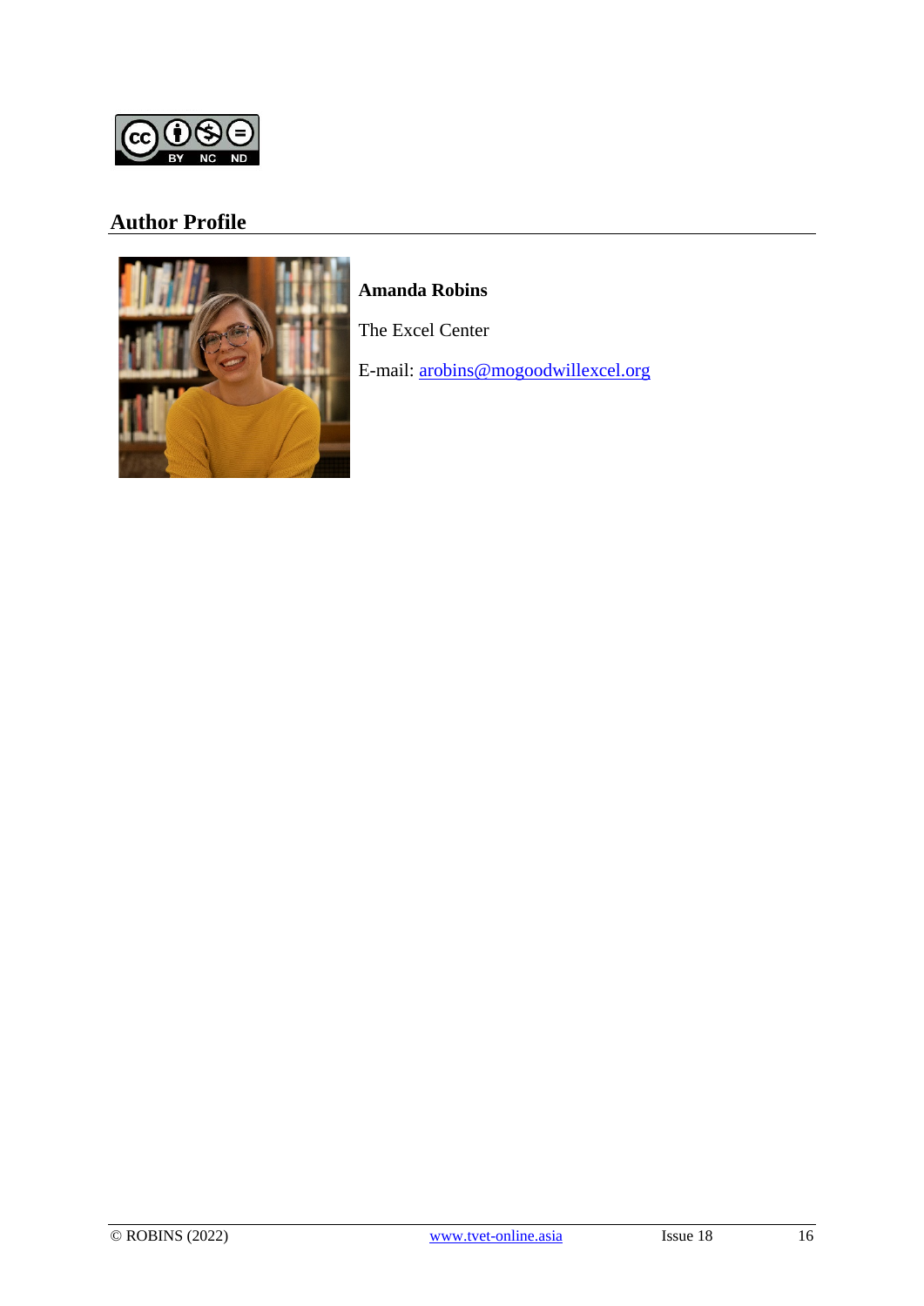## Author Profile

**Amanda Robins**

The Excel Center

E-mail: arobins@mogoodwillexcel.org